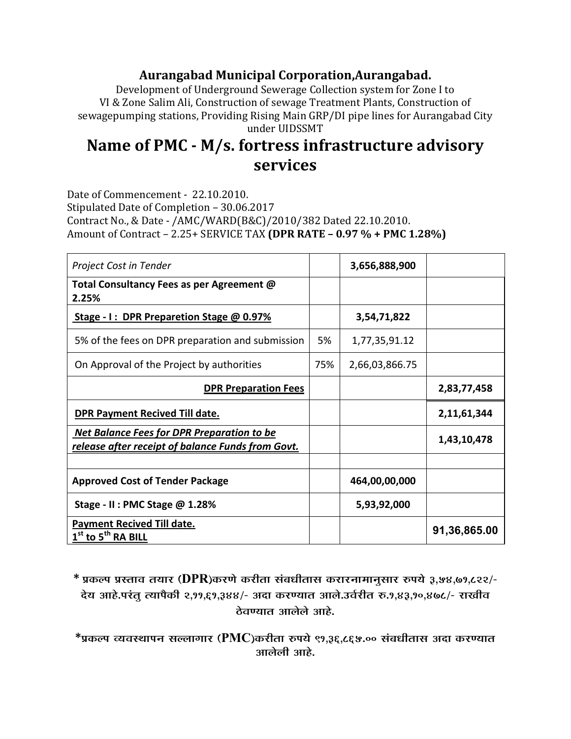## Aurangabad Municipal Corporation,Aurangabad.

Development of Underground Sewerage Collection system for Zone I to VI & Zone Salim Ali, Construction of sewage Treatment Plants, Construction of sewagepumping stations, Providing Rising Main GRP/DI pipe lines for Aurangabad City under UIDSSMT

# Name of PMC - M/s. fortress infrastructure advisory services

Date of Commencement - 22.10.2010.
Stipulated Date of Completion – 30.06.2017
Contract No., & Date - /AMC/WARD(B&C)/2010/382 Dated 22.10.2010.
Amount of Contract – 2.25+ SERVICE TAX **(DPR RATE – 0.97 % + PMC 1.28%)**

| | | | |
|---|---|---|---|
| *Project Cost in Tender* | | **3,656,888,900** | |
| **Total Consultancy Fees as per Agreement @ 2.25%** | | | |
| **Stage - I : DPR Prepareion Stage @ 0.97%** | | **3,54,71,822** | |
| 5% of the fees on DPR preparation and submission | 5% | 1,77,35,91.12 | |
| On Approval of the Project by authorities | 75% | 2,66,03,866.75 | |
| **DPR Preparation Fees** | | | **2,83,77,458** |
| **DPR Payment Recived Till date.** | | | **2,11,61,344** |
| ***Net Balance Fees for DPR Preparation to be release after receipt of balance Funds from Govt.*** | | | **1,43,10,478** |
| | | | |
| **Approved Cost of Tender Package** | | **464,00,00,000** | |
| **Stage - II : PMC Stage @ 1.28%** | | **5,93,92,000** | |
| **Payment Recived Till date. 1st to 5th RA BILL** | | | **91,36,865.00** |

**\* प्रकल्प प्रस्ताव तयार (DPR)करणे करीता संबधीतास करारनामानुसार रुपये ३,५४,७१,८२२/- देय आहे.परंतु त्यापैकी २,११,६१,३४४/- अदा करण्यात आले.उर्वरीत रु.१,४३,१०,४७८/- राखीव ठेवण्यात आलेले आहे.**

**\*प्रकल्प व्यवस्थापन सल्लागार (PMC)करीता रुपये ९१,३६,८६५.०० संबधीतास अदा करण्यात आलेली आहे.**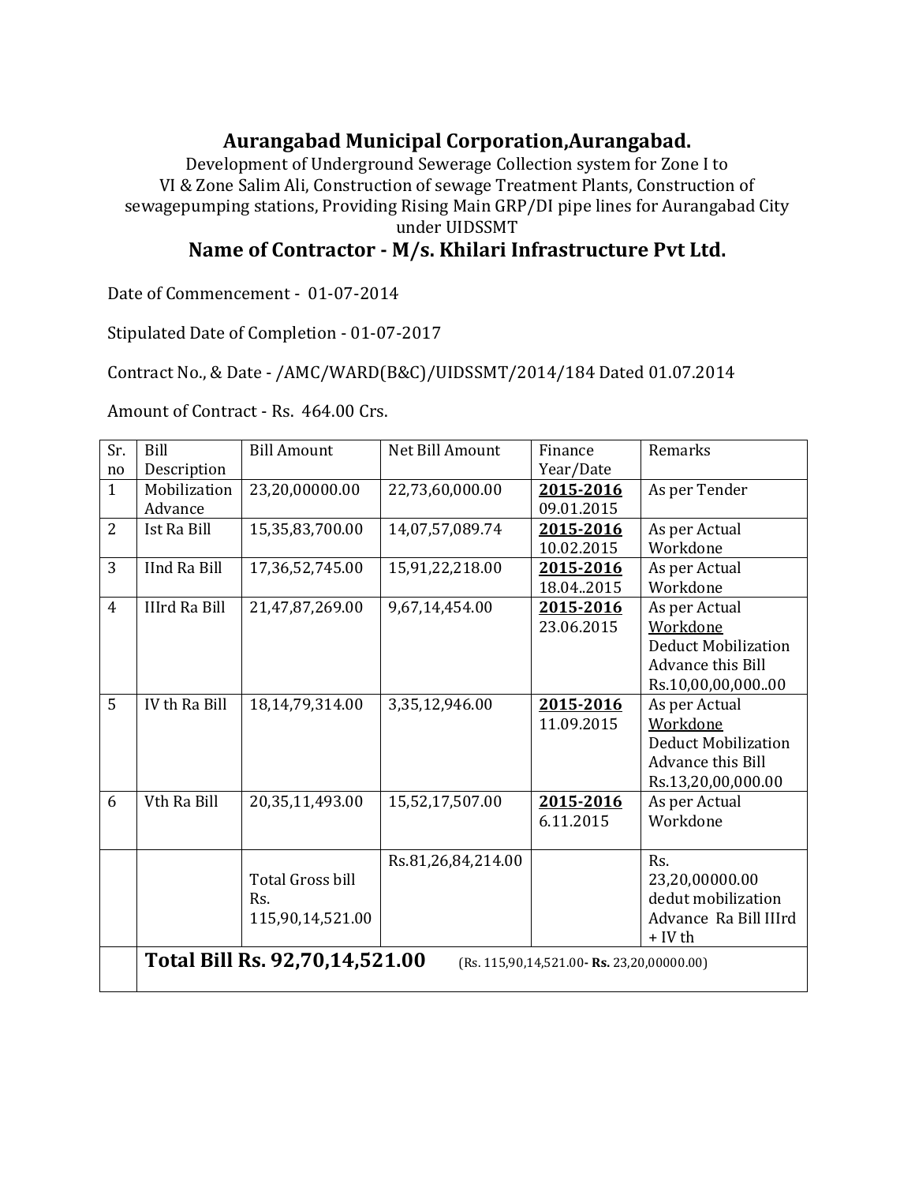# Aurangabad Municipal Corporation,Aurangabad.

Development of Underground Sewerage Collection system for Zone I to VI & Zone Salim Ali, Construction of sewage Treatment Plants, Construction of sewagepumping stations, Providing Rising Main GRP/DI pipe lines for Aurangabad City under UIDSSMT

## Name of Contractor - M/s. Khilari Infrastructure Pvt Ltd.

Date of Commencement - 01-07-2014

Stipulated Date of Completion - 01-07-2017

Contract No., & Date - /AMC/WARD(B&C)/UIDSSMT/2014/184 Dated 01.07.2014

Amount of Contract - Rs. 464.00 Crs.

| Sr. no | Bill Description | Bill Amount | Net Bill Amount | Finance Year/Date | Remarks |
|---|---|---|---|---|---|
| 1 | Mobilization Advance | 23,20,00000.00 | 22,73,60,000.00 | **2015-2016** 09.01.2015 | As per Tender |
| 2 | Ist Ra Bill | 15,35,83,700.00 | 14,07,57,089.74 | **2015-2016** 10.02.2015 | As per Actual Workdone |
| 3 | IInd Ra Bill | 17,36,52,745.00 | 15,91,22,218.00 | **2015-2016** 18.04..2015 | As per Actual Workdone |
| 4 | IIIrd Ra Bill | 21,47,87,269.00 | 9,67,14,454.00 | **2015-2016** 23.06.2015 | As per Actual Workdone Deduct Mobilization Advance this Bill Rs.10,00,00,000..00 |
| 5 | IV th Ra Bill | 18,14,79,314.00 | 3,35,12,946.00 | **2015-2016** 11.09.2015 | As per Actual Workdone Deduct Mobilization Advance this Bill Rs.13,20,00,000.00 |
| 6 | Vth Ra Bill | 20,35,11,493.00 | 15,52,17,507.00 | **2015-2016** 6.11.2015 | As per Actual Workdone |
| | | Total Gross bill Rs. 115,90,14,521.00 | Rs.81,26,84,214.00 | | Rs. 23,20,00000.00 dedut mobilization Advance Ra Bill IIIrd + IV th |
| | **Total Bill Rs. 92,70,14,521.00** (Rs. 115,90,14,521.00- **Rs.** 23,20,00000.00) | | | | |